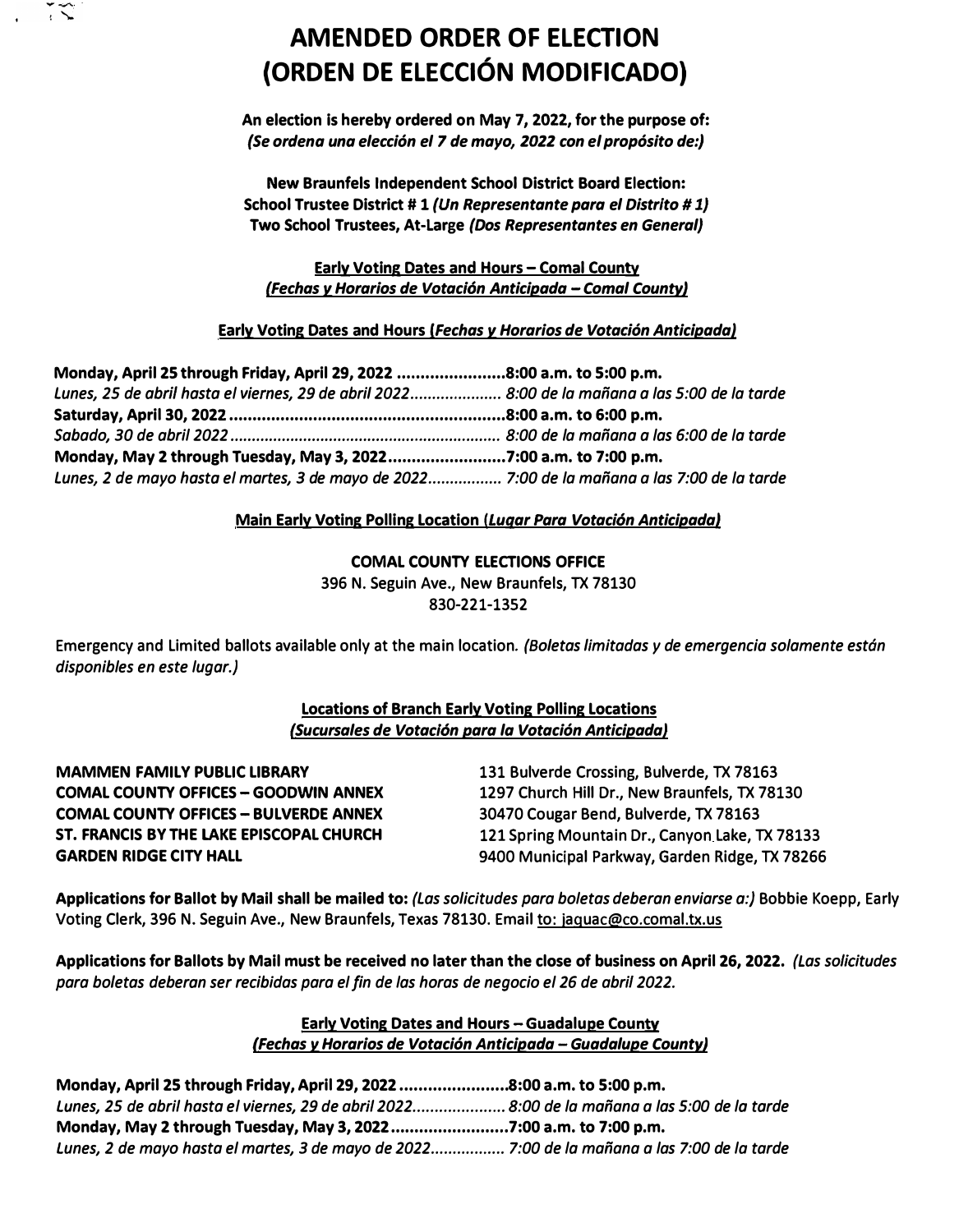# AMENDED ORDER OF ELECTION
# (ORDEN DE ELECCIÓN MODIFICADO)

**An election is hereby ordered on May 7, 2022, for the purpose of:**
***(Se ordena una elección el 7 de mayo, 2022 con el propósito de:)***

**New Braunfels Independent School District Board Election:**
**School Trustee District # 1 *(Un Representante para el Distrito # 1)***
**Two School Trustees, At-Large *(Dos Representantes en General)***

**Early Voting Dates and Hours – Comal County**
***(Fechas y Horarios de Votación Anticipada – Comal County)***

**Early Voting Dates and Hours *(Fechas y Horarios de Votación Anticipada)***

**Monday, April 25 through Friday, April 29, 2022 .......................8:00 a.m. to 5:00 p.m.**
*Lunes, 25 de abril hasta el viernes, 29 de abril 2022..................... 8:00 de la mañana a las 5:00 de la tarde*
**Saturday, April 30, 2022 ..........................................................8:00 a.m. to 6:00 p.m.**
*Sabado, 30 de abril 2022 .............................................................. 8:00 de la mañana a las 6:00 de la tarde*
**Monday, May 2 through Tuesday, May 3, 2022.........................7:00 a.m. to 7:00 p.m.**
*Lunes, 2 de mayo hasta el martes, 3 de mayo de 2022................ 7:00 de la mañana a las 7:00 de la tarde*

**Main Early Voting Polling Location *(Lugar Para Votación Anticipada)***

**COMAL COUNTY ELECTIONS OFFICE**
396 N. Seguin Ave., New Braunfels, TX 78130
830-221-1352

Emergency and Limited ballots available only at the main location. *(Boletas limitadas y de emergencia solamente están disponibles en este lugar.)*

**Locations of Branch Early Voting Polling Locations**
***(Sucursales de Votación para la Votación Anticipada)***

| | |
|---|---|
| **MAMMEN FAMILY PUBLIC LIBRARY** | 131 Bulverde Crossing, Bulverde, TX 78163 |
| **COMAL COUNTY OFFICES – GOODWIN ANNEX** | 1297 Church Hill Dr., New Braunfels, TX 78130 |
| **COMAL COUNTY OFFICES – BULVERDE ANNEX** | 30470 Cougar Bend, Bulverde, TX 78163 |
| **ST. FRANCIS BY THE LAKE EPISCOPAL CHURCH** | 121 Spring Mountain Dr., Canyon Lake, TX 78133 |
| **GARDEN RIDGE CITY HALL** | 9400 Municipal Parkway, Garden Ridge, TX 78266 |

**Applications for Ballot by Mail shall be mailed to:** *(Las solicitudes para boletas deberan enviarse a:)* Bobbie Koepp, Early Voting Clerk, 396 N. Seguin Ave., New Braunfels, Texas 78130. Email to: jaquac@co.comal.tx.us

**Applications for Ballots by Mail must be received no later than the close of business on April 26, 2022.** *(Las solicitudes para boletas deberan ser recibidas para el fin de las horas de negocio el 26 de abril 2022.*

**Early Voting Dates and Hours – Guadalupe County**
***(Fechas y Horarios de Votación Anticipada – Guadalupe County)***

**Monday, April 25 through Friday, April 29, 2022 .......................8:00 a.m. to 5:00 p.m.**
*Lunes, 25 de abril hasta el viernes, 29 de abril 2022..................... 8:00 de la mañana a las 5:00 de la tarde*
**Monday, May 2 through Tuesday, May 3, 2022.........................7:00 a.m. to 7:00 p.m.**
*Lunes, 2 de mayo hasta el martes, 3 de mayo de 2022................ 7:00 de la mañana a las 7:00 de la tarde*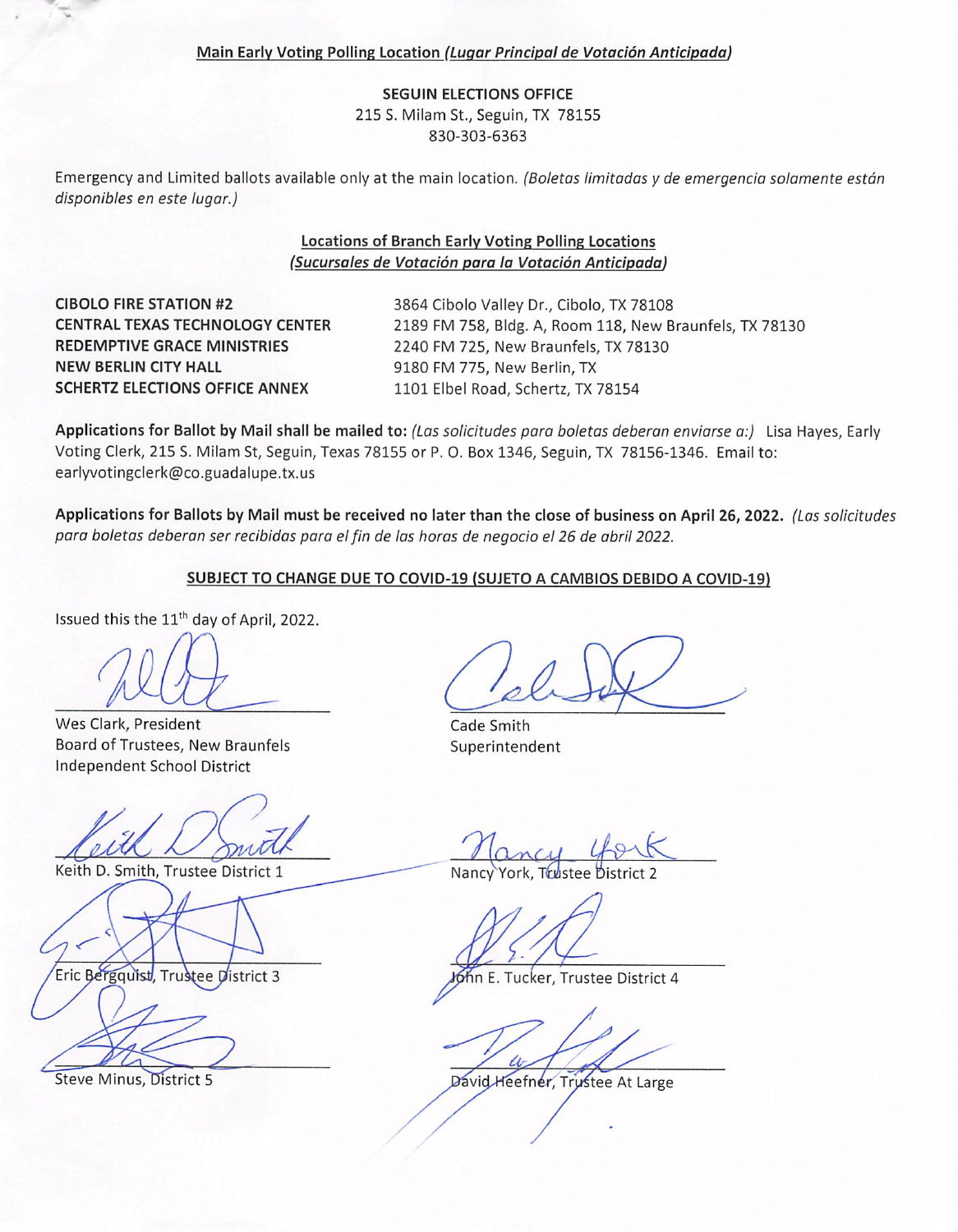**Main Early Voting Polling Location *(Lugar Principal de Votación Anticipada)***

**SEGUIN ELECTIONS OFFICE**
215 S. Milam St., Seguin, TX 78155
830-303-6363

Emergency and Limited ballots available only at the main location. *(Boletas limitadas y de emergencia solamente están disponibles en este lugar.)*

**Locations of Branch Early Voting Polling Locations**
***(Sucursales de Votación para la Votación Anticipada)***

| | |
|---|---|
| **CIBOLO FIRE STATION #2** | 3864 Cibolo Valley Dr., Cibolo, TX 78108 |
| **CENTRAL TEXAS TECHNOLOGY CENTER** | 2189 FM 758, Bldg. A, Room 118, New Braunfels, TX 78130 |
| **REDEMPTIVE GRACE MINISTRIES** | 2240 FM 725, New Braunfels, TX 78130 |
| **NEW BERLIN CITY HALL** | 9180 FM 775, New Berlin, TX |
| **SCHERTZ ELECTIONS OFFICE ANNEX** | 1101 Elbel Road, Schertz, TX 78154 |

**Applications for Ballot by Mail shall be mailed to:** *(Las solicitudes para boletas deberan enviarse a:)* Lisa Hayes, Early Voting Clerk, 215 S. Milam St, Seguin, Texas 78155 or P. O. Box 1346, Seguin, TX 78156-1346. Email to: earlyvotingclerk@co.guadalupe.tx.us

**Applications for Ballots by Mail must be received no later than the close of business on April 26, 2022.** *(Las solicitudes para boletas deberan ser recibidas para el fin de las horas de negocio el 26 de abril 2022.*

**SUBJECT TO CHANGE DUE TO COVID-19 (SUJETO A CAMBIOS DEBIDO A COVID-19)**

Issued this the 11th day of April, 2022.

Wes Clark, President
Board of Trustees, New Braunfels
Independent School District

Cade Smith
Superintendent

Keith D. Smith, Trustee District 1

Nancy York, Trustee District 2

Eric Bergquist, Trustee District 3

John E. Tucker, Trustee District 4

Steve Minus, District 5

David Heefner, Trustee At Large